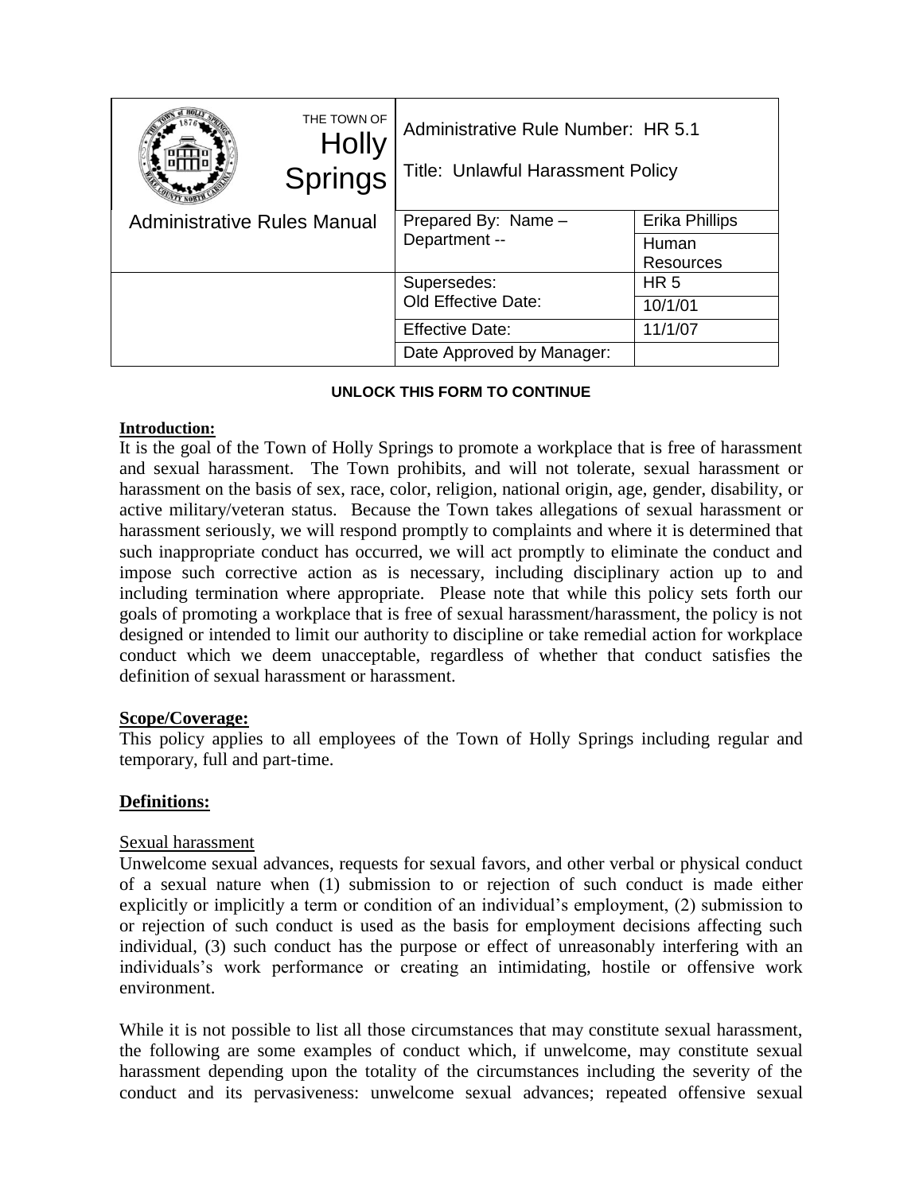| THE TOWN OF Holly Springs | Administrative Rule Number: HR 5.1<br>Title: Unlawful Harassment Policy | |
|---|---|---|
| Administrative Rules Manual | Prepared By: Name – Department -- | Erika Phillips<br>Human Resources |
| | Supersedes:<br>Old Effective Date: | HR 5<br>10/1/01 |
| | Effective Date: | 11/1/07 |
| | Date Approved by Manager: | |

**UNLOCK THIS FORM TO CONTINUE**

**Introduction:**

It is the goal of the Town of Holly Springs to promote a workplace that is free of harassment and sexual harassment. The Town prohibits, and will not tolerate, sexual harassment or harassment on the basis of sex, race, color, religion, national origin, age, gender, disability, or active military/veteran status. Because the Town takes allegations of sexual harassment or harassment seriously, we will respond promptly to complaints and where it is determined that such inappropriate conduct has occurred, we will act promptly to eliminate the conduct and impose such corrective action as is necessary, including disciplinary action up to and including termination where appropriate. Please note that while this policy sets forth our goals of promoting a workplace that is free of sexual harassment/harassment, the policy is not designed or intended to limit our authority to discipline or take remedial action for workplace conduct which we deem unacceptable, regardless of whether that conduct satisfies the definition of sexual harassment or harassment.

**Scope/Coverage:**

This policy applies to all employees of the Town of Holly Springs including regular and temporary, full and part-time.

**Definitions:**

Sexual harassment

Unwelcome sexual advances, requests for sexual favors, and other verbal or physical conduct of a sexual nature when (1) submission to or rejection of such conduct is made either explicitly or implicitly a term or condition of an individual's employment, (2) submission to or rejection of such conduct is used as the basis for employment decisions affecting such individual, (3) such conduct has the purpose or effect of unreasonably interfering with an individuals's work performance or creating an intimidating, hostile or offensive work environment.

While it is not possible to list all those circumstances that may constitute sexual harassment, the following are some examples of conduct which, if unwelcome, may constitute sexual harassment depending upon the totality of the circumstances including the severity of the conduct and its pervasiveness: unwelcome sexual advances; repeated offensive sexual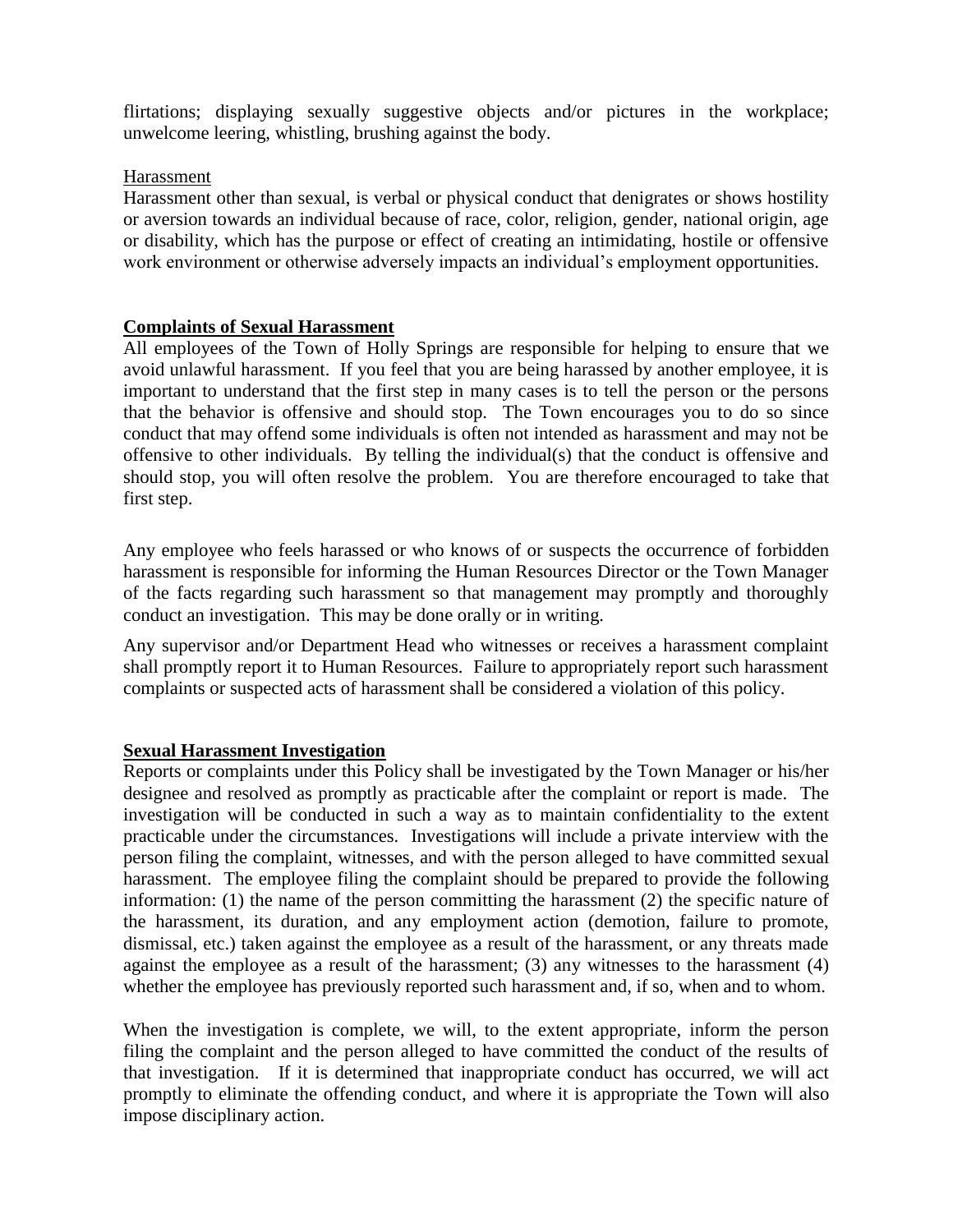flirtations; displaying sexually suggestive objects and/or pictures in the workplace; unwelcome leering, whistling, brushing against the body.

Harassment

Harassment other than sexual, is verbal or physical conduct that denigrates or shows hostility or aversion towards an individual because of race, color, religion, gender, national origin, age or disability, which has the purpose or effect of creating an intimidating, hostile or offensive work environment or otherwise adversely impacts an individual's employment opportunities.

**Complaints of Sexual Harassment**

All employees of the Town of Holly Springs are responsible for helping to ensure that we avoid unlawful harassment. If you feel that you are being harassed by another employee, it is important to understand that the first step in many cases is to tell the person or the persons that the behavior is offensive and should stop. The Town encourages you to do so since conduct that may offend some individuals is often not intended as harassment and may not be offensive to other individuals. By telling the individual(s) that the conduct is offensive and should stop, you will often resolve the problem. You are therefore encouraged to take that first step.

Any employee who feels harassed or who knows of or suspects the occurrence of forbidden harassment is responsible for informing the Human Resources Director or the Town Manager of the facts regarding such harassment so that management may promptly and thoroughly conduct an investigation. This may be done orally or in writing.

Any supervisor and/or Department Head who witnesses or receives a harassment complaint shall promptly report it to Human Resources. Failure to appropriately report such harassment complaints or suspected acts of harassment shall be considered a violation of this policy.

**Sexual Harassment Investigation**

Reports or complaints under this Policy shall be investigated by the Town Manager or his/her designee and resolved as promptly as practicable after the complaint or report is made. The investigation will be conducted in such a way as to maintain confidentiality to the extent practicable under the circumstances. Investigations will include a private interview with the person filing the complaint, witnesses, and with the person alleged to have committed sexual harassment. The employee filing the complaint should be prepared to provide the following information: (1) the name of the person committing the harassment (2) the specific nature of the harassment, its duration, and any employment action (demotion, failure to promote, dismissal, etc.) taken against the employee as a result of the harassment, or any threats made against the employee as a result of the harassment; (3) any witnesses to the harassment (4) whether the employee has previously reported such harassment and, if so, when and to whom.

When the investigation is complete, we will, to the extent appropriate, inform the person filing the complaint and the person alleged to have committed the conduct of the results of that investigation. If it is determined that inappropriate conduct has occurred, we will act promptly to eliminate the offending conduct, and where it is appropriate the Town will also impose disciplinary action.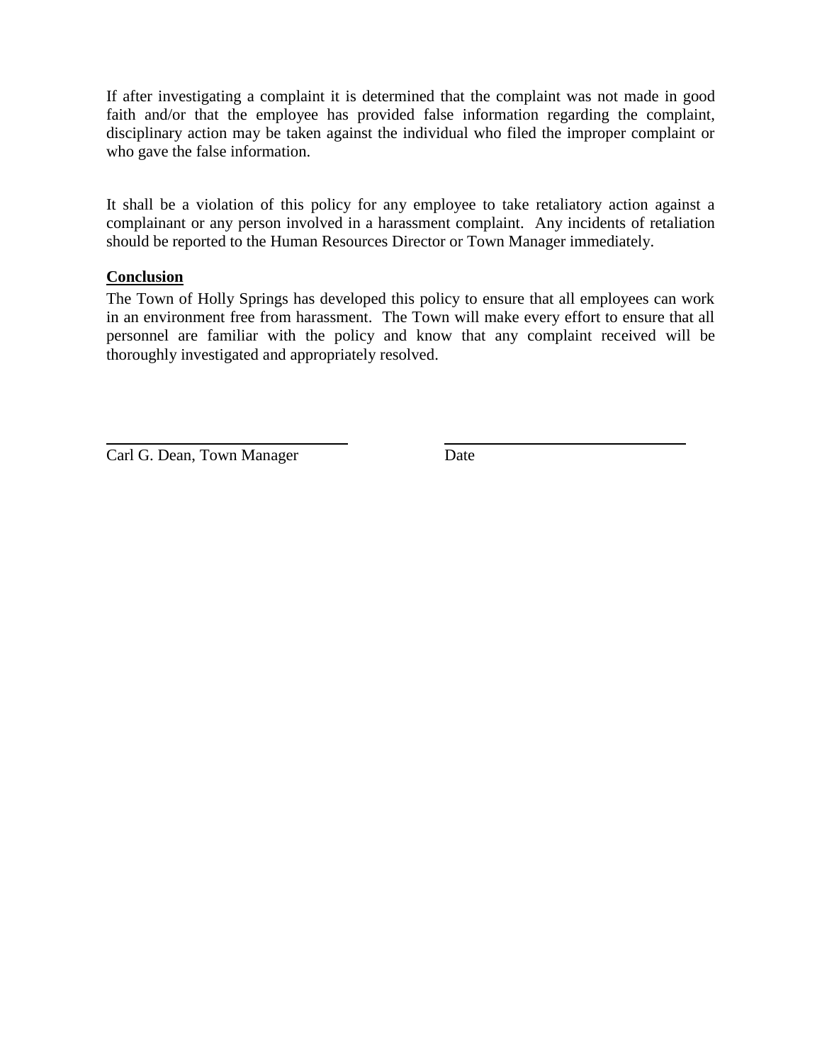If after investigating a complaint it is determined that the complaint was not made in good faith and/or that the employee has provided false information regarding the complaint, disciplinary action may be taken against the individual who filed the improper complaint or who gave the false information.

It shall be a violation of this policy for any employee to take retaliatory action against a complainant or any person involved in a harassment complaint. Any incidents of retaliation should be reported to the Human Resources Director or Town Manager immediately.

**Conclusion**

The Town of Holly Springs has developed this policy to ensure that all employees can work in an environment free from harassment. The Town will make every effort to ensure that all personnel are familiar with the policy and know that any complaint received will be thoroughly investigated and appropriately resolved.

______________________________ ______________________________

Carl G. Dean, Town Manager Date